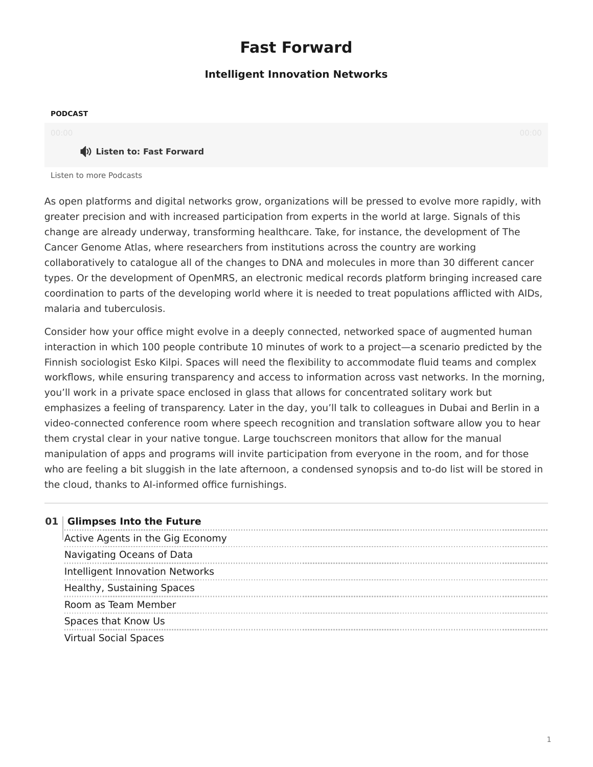# Fast Forward

### Intelligent Innovation Networks

**PODCAST**

00:00 00:00

**Listen to: Fast Forward**

Listen to more Podcasts

As open platforms and digital networks grow, organizations will be pressed to evolve more rapidly, with greater precision and with increased participation from experts in the world at large. Signals of this change are already underway, transforming healthcare. Take, for instance, the development of The Cancer Genome Atlas, where researchers from institutions across the country are working collaboratively to catalogue all of the changes to DNA and molecules in more than 30 different cancer types. Or the development of OpenMRS, an electronic medical records platform bringing increased care coordination to parts of the developing world where it is needed to treat populations afflicted with AIDs, malaria and tuberculosis.

Consider how your office might evolve in a deeply connected, networked space of augmented human interaction in which 100 people contribute 10 minutes of work to a project—a scenario predicted by the Finnish sociologist Esko Kilpi. Spaces will need the flexibility to accommodate fluid teams and complex workflows, while ensuring transparency and access to information across vast networks. In the morning, you'll work in a private space enclosed in glass that allows for concentrated solitary work but emphasizes a feeling of transparency. Later in the day, you'll talk to colleagues in Dubai and Berlin in a video-connected conference room where speech recognition and translation software allow you to hear them crystal clear in your native tongue. Large touchscreen monitors that allow for the manual manipulation of apps and programs will invite participation from everyone in the room, and for those who are feeling a bit sluggish in the late afternoon, a condensed synopsis and to-do list will be stored in the cloud, thanks to AI-informed office furnishings.

---

**01 Glimpses Into the Future**

- Active Agents in the Gig Economy
- Navigating Oceans of Data
- Intelligent Innovation Networks
- Healthy, Sustaining Spaces
- Room as Team Member
- Spaces that Know Us
- Virtual Social Spaces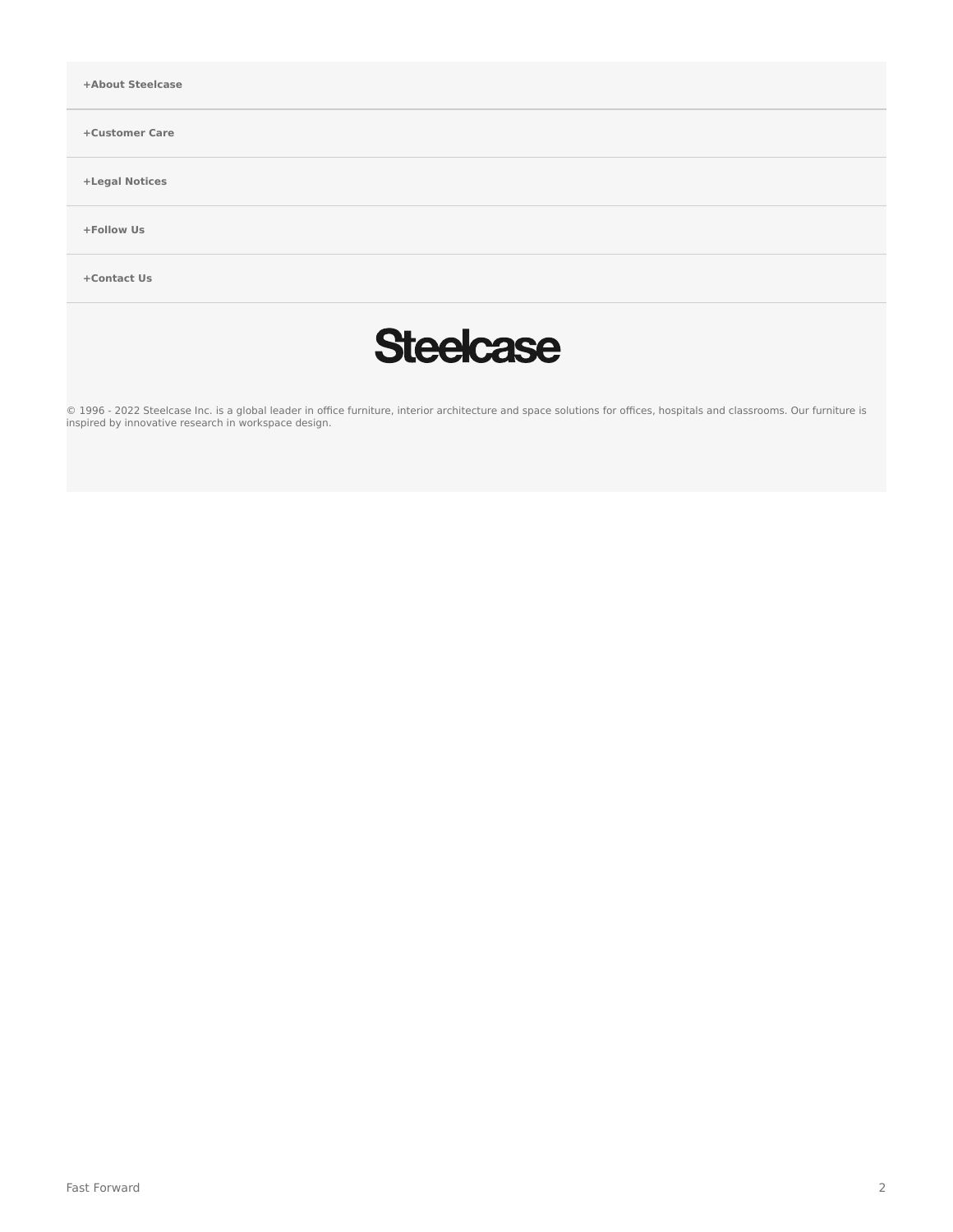**+About Steelcase**

**+Customer Care**

**+Legal Notices**

**+Follow Us**

**+Contact Us**

Steelcase

© 1996 - 2022 Steelcase Inc. is a global leader in office furniture, interior architecture and space solutions for offices, hospitals and classrooms. Our furniture is inspired by innovative research in workspace design.